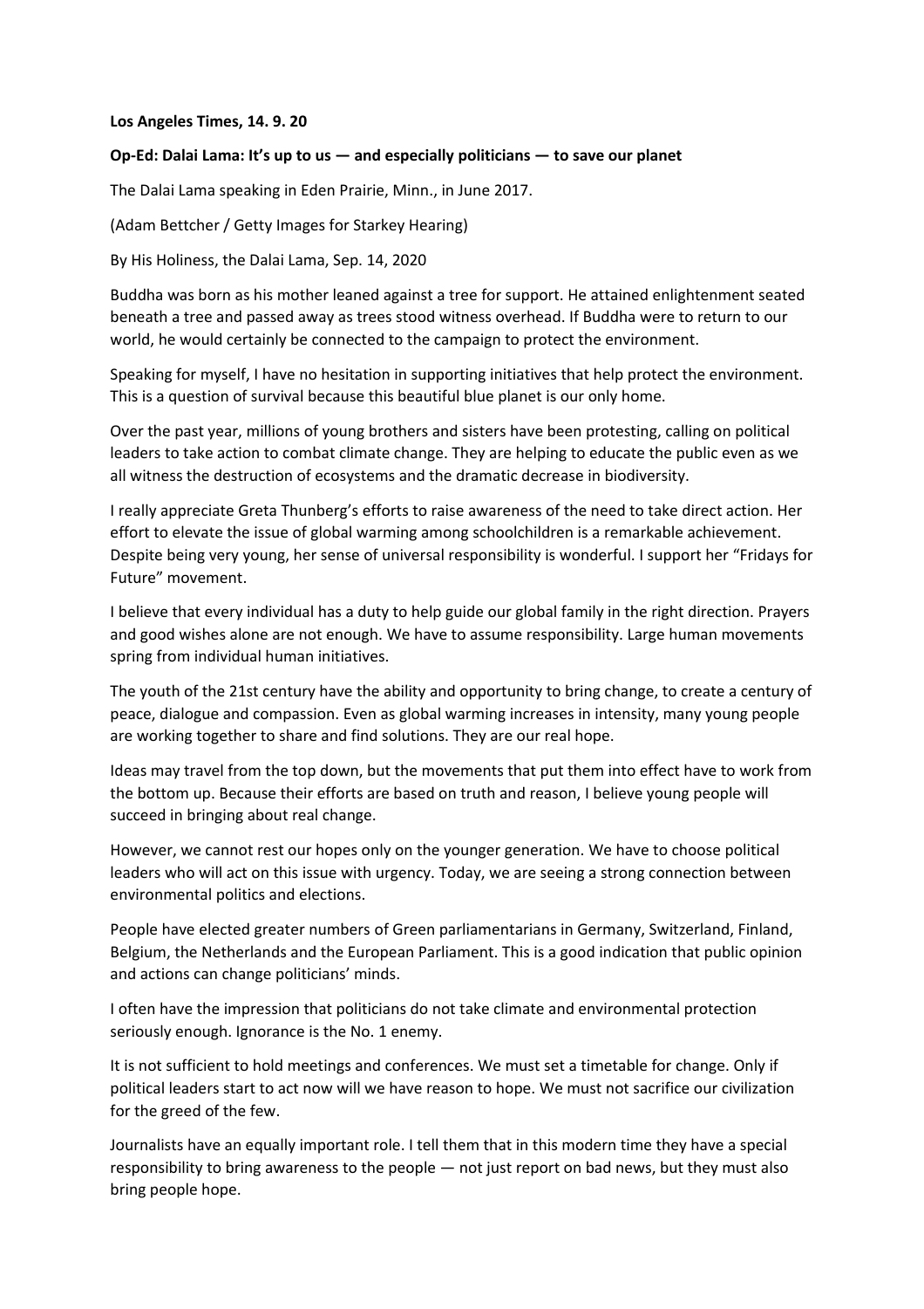**Los Angeles Times, 14. 9. 20**

**Op-Ed: Dalai Lama: It's up to us — and especially politicians — to save our planet**

The Dalai Lama speaking in Eden Prairie, Minn., in June 2017.

(Adam Bettcher / Getty Images for Starkey Hearing)

By His Holiness, the Dalai Lama, Sep. 14, 2020

Buddha was born as his mother leaned against a tree for support. He attained enlightenment seated beneath a tree and passed away as trees stood witness overhead. If Buddha were to return to our world, he would certainly be connected to the campaign to protect the environment.

Speaking for myself, I have no hesitation in supporting initiatives that help protect the environment. This is a question of survival because this beautiful blue planet is our only home.

Over the past year, millions of young brothers and sisters have been protesting, calling on political leaders to take action to combat climate change. They are helping to educate the public even as we all witness the destruction of ecosystems and the dramatic decrease in biodiversity.

I really appreciate Greta Thunberg's efforts to raise awareness of the need to take direct action. Her effort to elevate the issue of global warming among schoolchildren is a remarkable achievement. Despite being very young, her sense of universal responsibility is wonderful. I support her "Fridays for Future" movement.

I believe that every individual has a duty to help guide our global family in the right direction. Prayers and good wishes alone are not enough. We have to assume responsibility. Large human movements spring from individual human initiatives.

The youth of the 21st century have the ability and opportunity to bring change, to create a century of peace, dialogue and compassion. Even as global warming increases in intensity, many young people are working together to share and find solutions. They are our real hope.

Ideas may travel from the top down, but the movements that put them into effect have to work from the bottom up. Because their efforts are based on truth and reason, I believe young people will succeed in bringing about real change.

However, we cannot rest our hopes only on the younger generation. We have to choose political leaders who will act on this issue with urgency. Today, we are seeing a strong connection between environmental politics and elections.

People have elected greater numbers of Green parliamentarians in Germany, Switzerland, Finland, Belgium, the Netherlands and the European Parliament. This is a good indication that public opinion and actions can change politicians' minds.

I often have the impression that politicians do not take climate and environmental protection seriously enough. Ignorance is the No. 1 enemy.

It is not sufficient to hold meetings and conferences. We must set a timetable for change. Only if political leaders start to act now will we have reason to hope. We must not sacrifice our civilization for the greed of the few.

Journalists have an equally important role. I tell them that in this modern time they have a special responsibility to bring awareness to the people — not just report on bad news, but they must also bring people hope.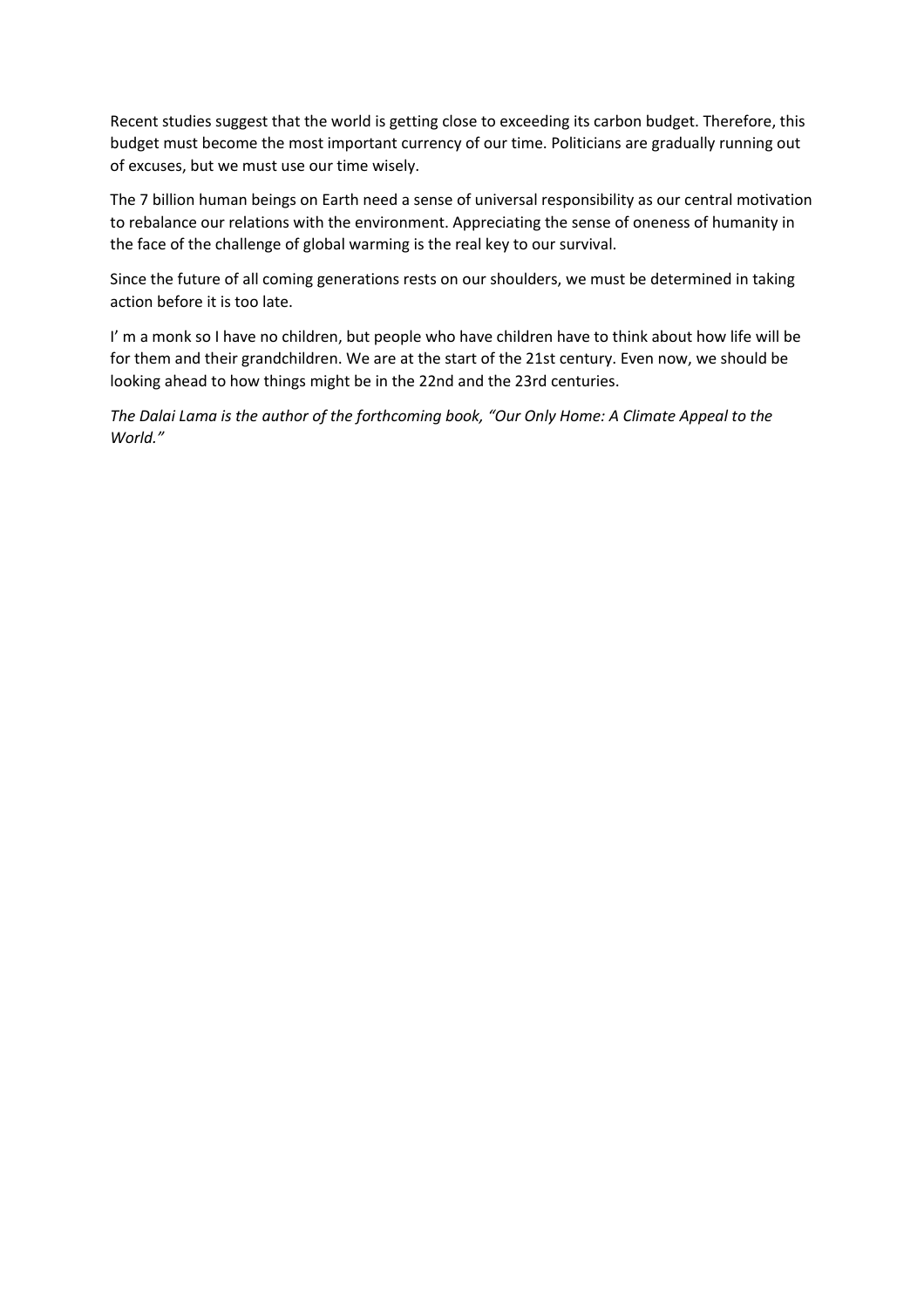Recent studies suggest that the world is getting close to exceeding its carbon budget. Therefore, this budget must become the most important currency of our time. Politicians are gradually running out of excuses, but we must use our time wisely.

The 7 billion human beings on Earth need a sense of universal responsibility as our central motivation to rebalance our relations with the environment. Appreciating the sense of oneness of humanity in the face of the challenge of global warming is the real key to our survival.

Since the future of all coming generations rests on our shoulders, we must be determined in taking action before it is too late.

I' m a monk so I have no children, but people who have children have to think about how life will be for them and their grandchildren. We are at the start of the 21st century. Even now, we should be looking ahead to how things might be in the 22nd and the 23rd centuries.

*The Dalai Lama is the author of the forthcoming book, "Our Only Home: A Climate Appeal to the World."*